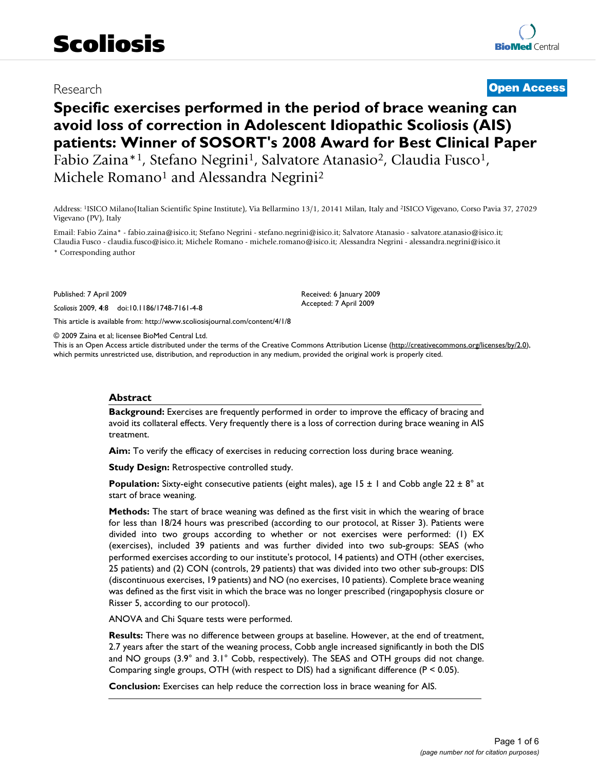Research

**Open Access**

# Specific exercises performed in the period of brace weaning can avoid loss of correction in Adolescent Idiopathic Scoliosis (AIS) patients: Winner of SOSORT's 2008 Award for Best Clinical Paper

Fabio Zaina*[1], Stefano Negrini[1], Salvatore Atanasio[2], Claudia Fusco[1], Michele Romano[1] and Alessandra Negrini[2]

Address: [1]ISICO Milano(Italian Scientific Spine Institute), Via Bellarmino 13/1, 20141 Milan, Italy and [2]ISICO Vigevano, Corso Pavia 37, 27029 Vigevano (PV), Italy

Email: Fabio Zaina* - fabio.zaina@isico.it; Stefano Negrini - stefano.negrini@isico.it; Salvatore Atanasio - salvatore.atanasio@isico.it; Claudia Fusco - claudia.fusco@isico.it; Michele Romano - michele.romano@isico.it; Alessandra Negrini - alessandra.negrini@isico.it

\* Corresponding author

Published: 7 April 2009

*Scoliosis* 2009, **4**:8 doi:10.1186/1748-7161-4-8

Received: 6 January 2009
Accepted: 7 April 2009

This article is available from: http://www.scoliosisjournal.com/content/4/1/8

© 2009 Zaina et al; licensee BioMed Central Ltd.

This is an Open Access article distributed under the terms of the Creative Commons Attribution License (http://creativecommons.org/licenses/by/2.0), which permits unrestricted use, distribution, and reproduction in any medium, provided the original work is properly cited.

## Abstract

**Background:** Exercises are frequently performed in order to improve the efficacy of bracing and avoid its collateral effects. Very frequently there is a loss of correction during brace weaning in AIS treatment.

**Aim:** To verify the efficacy of exercises in reducing correction loss during brace weaning.

**Study Design:** Retrospective controlled study.

**Population:** Sixty-eight consecutive patients (eight males), age 15 ± 1 and Cobb angle 22 ± 8° at start of brace weaning.

**Methods:** The start of brace weaning was defined as the first visit in which the wearing of brace for less than 18/24 hours was prescribed (according to our protocol, at Risser 3). Patients were divided into two groups according to whether or not exercises were performed: (1) EX (exercises), included 39 patients and was further divided into two sub-groups: SEAS (who performed exercises according to our institute's protocol, 14 patients) and OTH (other exercises, 25 patients) and (2) CON (controls, 29 patients) that was divided into two other sub-groups: DIS (discontinuous exercises, 19 patients) and NO (no exercises, 10 patients). Complete brace weaning was defined as the first visit in which the brace was no longer prescribed (ringapophysis closure or Risser 5, according to our protocol).

ANOVA and Chi Square tests were performed.

**Results:** There was no difference between groups at baseline. However, at the end of treatment, 2.7 years after the start of the weaning process, Cobb angle increased significantly in both the DIS and NO groups (3.9° and 3.1° Cobb, respectively). The SEAS and OTH groups did not change. Comparing single groups, OTH (with respect to DIS) had a significant difference ($P < 0.05$).

**Conclusion:** Exercises can help reduce the correction loss in brace weaning for AIS.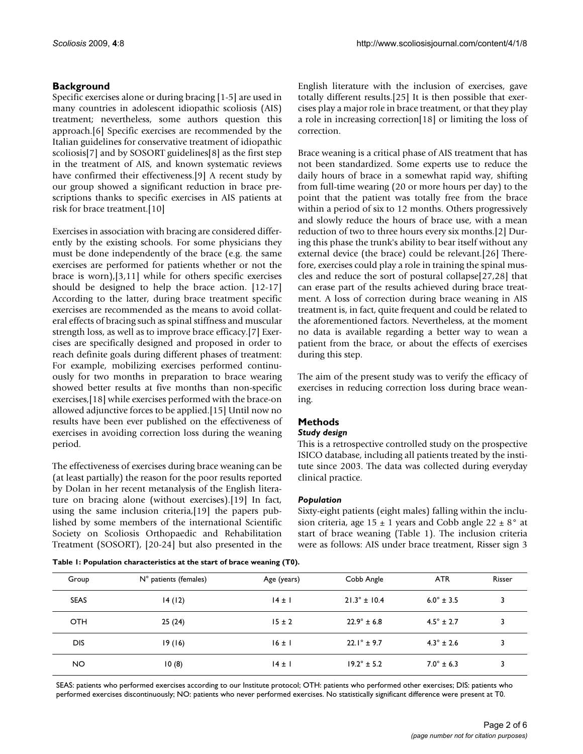## Background

Specific exercises alone or during bracing [1-5] are used in many countries in adolescent idiopathic scoliosis (AIS) treatment; nevertheless, some authors question this approach.[6] Specific exercises are recommended by the Italian guidelines for conservative treatment of idiopathic scoliosis[7] and by SOSORT guidelines[8] as the first step in the treatment of AIS, and known systematic reviews have confirmed their effectiveness.[9] A recent study by our group showed a significant reduction in brace prescriptions thanks to specific exercises in AIS patients at risk for brace treatment.[10]

Exercises in association with bracing are considered differently by the existing schools. For some physicians they must be done independently of the brace (e.g. the same exercises are performed for patients whether or not the brace is worn),[3,11] while for others specific exercises should be designed to help the brace action. [12-17] According to the latter, during brace treatment specific exercises are recommended as the means to avoid collateral effects of bracing such as spinal stiffness and muscular strength loss, as well as to improve brace efficacy.[7] Exercises are specifically designed and proposed in order to reach definite goals during different phases of treatment: For example, mobilizing exercises performed continuously for two months in preparation to brace wearing showed better results at five months than non-specific exercises,[18] while exercises performed with the brace-on allowed adjunctive forces to be applied.[15] Until now no results have been ever published on the effectiveness of exercises in avoiding correction loss during the weaning period.

The effectiveness of exercises during brace weaning can be (at least partially) the reason for the poor results reported by Dolan in her recent metanalysis of the English literature on bracing alone (without exercises).[19] In fact, using the same inclusion criteria,[19] the papers published by some members of the international Scientific Society on Scoliosis Orthopaedic and Rehabilitation Treatment (SOSORT), [20-24] but also presented in the English literature with the inclusion of exercises, gave totally different results.[25] It is then possible that exercises play a major role in brace treatment, or that they play a role in increasing correction[18] or limiting the loss of correction.

Brace weaning is a critical phase of AIS treatment that has not been standardized. Some experts use to reduce the daily hours of brace in a somewhat rapid way, shifting from full-time wearing (20 or more hours per day) to the point that the patient was totally free from the brace within a period of six to 12 months. Others progressively and slowly reduce the hours of brace use, with a mean reduction of two to three hours every six months.[2] During this phase the trunk's ability to bear itself without any external device (the brace) could be relevant.[26] Therefore, exercises could play a role in training the spinal muscles and reduce the sort of postural collapse[27,28] that can erase part of the results achieved during brace treatment. A loss of correction during brace weaning in AIS treatment is, in fact, quite frequent and could be related to the aforementioned factors. Nevertheless, at the moment no data is available regarding a better way to wean a patient from the brace, or about the effects of exercises during this step.

The aim of the present study was to verify the efficacy of exercises in reducing correction loss during brace weaning.

## Methods

### *Study design*

This is a retrospective controlled study on the prospective ISICO database, including all patients treated by the institute since 2003. The data was collected during everyday clinical practice.

### *Population*

Sixty-eight patients (eight males) falling within the inclusion criteria, age 15 ± 1 years and Cobb angle 22 ± 8° at start of brace weaning (Table 1). The inclusion criteria were as follows: AIS under brace treatment, Risser sign 3

**Table 1: Population characteristics at the start of brace weaning (T0).**

| Group | N° patients (females) | Age (years) | Cobb Angle | ATR | Risser |
|---|---|---|---|---|---|
| SEAS | 14 (12) | 14 ± 1 | 21.3° ± 10.4 | 6.0° ± 3.5 | 3 |
| OTH | 25 (24) | 15 ± 2 | 22.9° ± 6.8 | 4.5° ± 2.7 | 3 |
| DIS | 19 (16) | 16 ± 1 | 22.1° ± 9.7 | 4.3° ± 2.6 | 3 |
| NO | 10 (8) | 14 ± 1 | 19.2° ± 5.2 | 7.0° ± 6.3 | 3 |

SEAS: patients who performed exercises according to our Institute protocol; OTH: patients who performed other exercises; DIS: patients who performed exercises discontinuously; NO: patients who never performed exercises. No statistically significant difference were present at T0.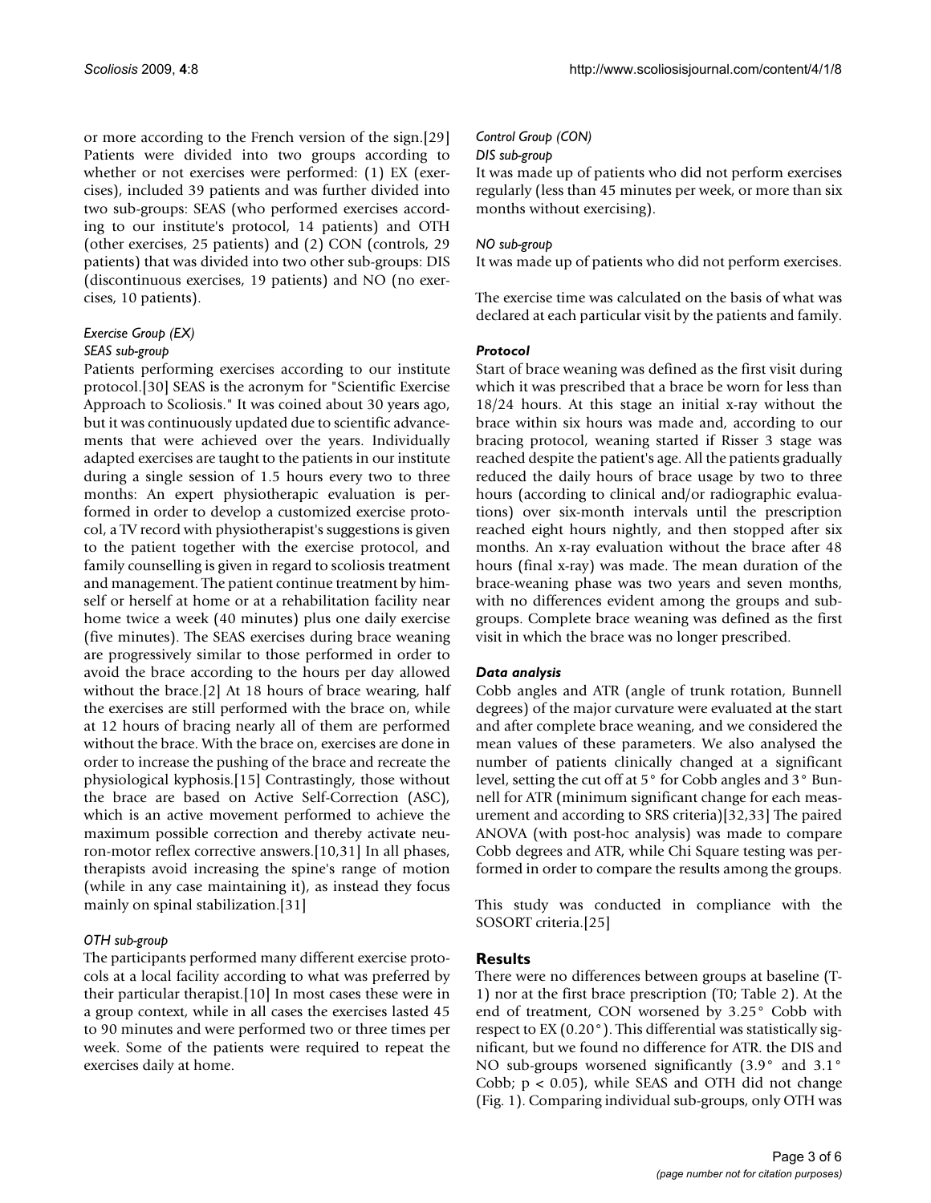or more according to the French version of the sign.[29] Patients were divided into two groups according to whether or not exercises were performed: (1) EX (exercises), included 39 patients and was further divided into two sub-groups: SEAS (who performed exercises according to our institute's protocol, 14 patients) and OTH (other exercises, 25 patients) and (2) CON (controls, 29 patients) that was divided into two other sub-groups: DIS (discontinuous exercises, 19 patients) and NO (no exercises, 10 patients).

### *Exercise Group (EX)*

#### *SEAS sub-group*

Patients performing exercises according to our institute protocol.[30] SEAS is the acronym for "Scientific Exercise Approach to Scoliosis." It was coined about 30 years ago, but it was continuously updated due to scientific advancements that were achieved over the years. Individually adapted exercises are taught to the patients in our institute during a single session of 1.5 hours every two to three months: An expert physiotherapic evaluation is performed in order to develop a customized exercise protocol, a TV record with physiotherapist's suggestions is given to the patient together with the exercise protocol, and family counselling is given in regard to scoliosis treatment and management. The patient continue treatment by himself or herself at home or at a rehabilitation facility near home twice a week (40 minutes) plus one daily exercise (five minutes). The SEAS exercises during brace weaning are progressively similar to those performed in order to avoid the brace according to the hours per day allowed without the brace.[2] At 18 hours of brace wearing, half the exercises are still performed with the brace on, while at 12 hours of bracing nearly all of them are performed without the brace. With the brace on, exercises are done in order to increase the pushing of the brace and recreate the physiological kyphosis.[15] Contrastingly, those without the brace are based on Active Self-Correction (ASC), which is an active movement performed to achieve the maximum possible correction and thereby activate neuron-motor reflex corrective answers.[10,31] In all phases, therapists avoid increasing the spine's range of motion (while in any case maintaining it), as instead they focus mainly on spinal stabilization.[31]

#### *OTH sub-group*

The participants performed many different exercise protocols at a local facility according to what was preferred by their particular therapist.[10] In most cases these were in a group context, while in all cases the exercises lasted 45 to 90 minutes and were performed two or three times per week. Some of the patients were required to repeat the exercises daily at home.

### *Control Group (CON)*

#### *DIS sub-group*

It was made up of patients who did not perform exercises regularly (less than 45 minutes per week, or more than six months without exercising).

#### *NO sub-group*

It was made up of patients who did not perform exercises.

The exercise time was calculated on the basis of what was declared at each particular visit by the patients and family.

### ***Protocol***

Start of brace weaning was defined as the first visit during which it was prescribed that a brace be worn for less than 18/24 hours. At this stage an initial x-ray without the brace within six hours was made and, according to our bracing protocol, weaning started if Risser 3 stage was reached despite the patient's age. All the patients gradually reduced the daily hours of brace usage by two to three hours (according to clinical and/or radiographic evaluations) over six-month intervals until the prescription reached eight hours nightly, and then stopped after six months. An x-ray evaluation without the brace after 48 hours (final x-ray) was made. The mean duration of the brace-weaning phase was two years and seven months, with no differences evident among the groups and sub-groups. Complete brace weaning was defined as the first visit in which the brace was no longer prescribed.

### ***Data analysis***

Cobb angles and ATR (angle of trunk rotation, Bunnell degrees) of the major curvature were evaluated at the start and after complete brace weaning, and we considered the mean values of these parameters. We also analysed the number of patients clinically changed at a significant level, setting the cut off at 5° for Cobb angles and 3° Bunnell for ATR (minimum significant change for each measurement and according to SRS criteria)[32,33] The paired ANOVA (with post-hoc analysis) was made to compare Cobb degrees and ATR, while Chi Square testing was performed in order to compare the results among the groups.

This study was conducted in compliance with the SOSORT criteria.[25]

## **Results**

There were no differences between groups at baseline (T-1) nor at the first brace prescription (T0; Table 2). At the end of treatment, CON worsened by 3.25° Cobb with respect to EX (0.20°). This differential was statistically significant, but we found no difference for ATR. the DIS and NO sub-groups worsened significantly (3.9° and 3.1° Cobb; $p < 0.05$), while SEAS and OTH did not change (Fig. 1). Comparing individual sub-groups, only OTH was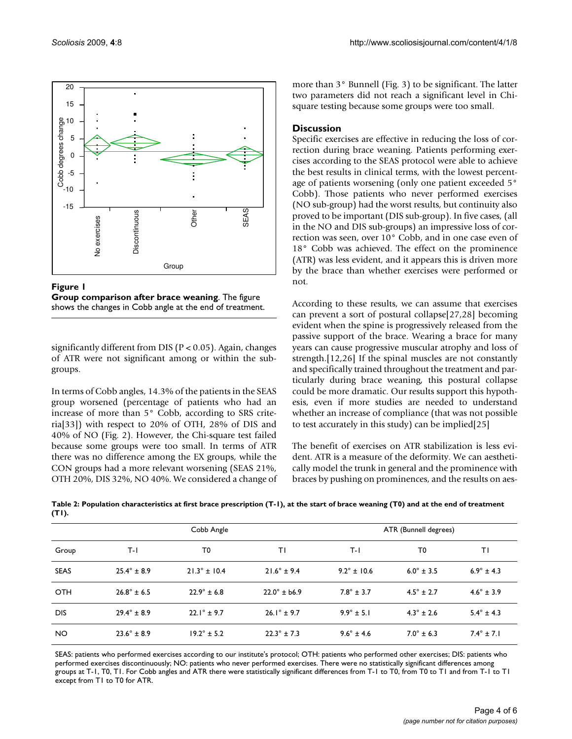**Figure 1**

**Group comparison after brace weaning**. The figure shows the changes in Cobb angle at the end of treatment.

significantly different from DIS ($P < 0.05$). Again, changes of ATR were not significant among or within the subgroups.

In terms of Cobb angles, 14.3% of the patients in the SEAS group worsened (percentage of patients who had an increase of more than 5° Cobb, according to SRS criteria[33]) with respect to 20% of OTH, 28% of DIS and 40% of NO (Fig. 2). However, the Chi-square test failed because some groups were too small. In terms of ATR there was no difference among the EX groups, while the CON groups had a more relevant worsening (SEAS 21%, OTH 20%, DIS 32%, NO 40%. We considered a change of more than 3° Bunnell (Fig. 3) to be significant. The latter two parameters did not reach a significant level in Chi-square testing because some groups were too small.

## Discussion

Specific exercises are effective in reducing the loss of correction during brace weaning. Patients performing exercises according to the SEAS protocol were able to achieve the best results in clinical terms, with the lowest percentage of patients worsening (only one patient exceeded 5° Cobb). Those patients who never performed exercises (NO sub-group) had the worst results, but continuity also proved to be important (DIS sub-group). In five cases, (all in the NO and DIS sub-groups) an impressive loss of correction was seen, over 10° Cobb, and in one case even of 18° Cobb was achieved. The effect on the prominence (ATR) was less evident, and it appears this is driven more by the brace than whether exercises were performed or not.

According to these results, we can assume that exercises can prevent a sort of postural collapse[27,28] becoming evident when the spine is progressively released from the passive support of the brace. Wearing a brace for many years can cause progressive muscular atrophy and loss of strength.[12,26] If the spinal muscles are not constantly and specifically trained throughout the treatment and particularly during brace weaning, this postural collapse could be more dramatic. Our results support this hypothesis, even if more studies are needed to understand whether an increase of compliance (that was not possible to test accurately in this study) can be implied[25]

The benefit of exercises on ATR stabilization is less evident. ATR is a measure of the deformity. We can aesthetically model the trunk in general and the prominence with braces by pushing on prominences, and the results on aes-

**Table 2: Population characteristics at first brace prescription (T-1), at the start of brace weaning (T0) and at the end of treatment (T1).**

| | Cobb Angle | | | ATR (Bunnell degrees) | | |
|---|---|---|---|---|---|---|
| Group | T-1 | T0 | T1 | T-1 | T0 | T1 |
| SEAS | 25.4° ± 8.9 | 21.3° ± 10.4 | 21.6° ± 9.4 | 9.2° ± 10.6 | 6.0° ± 3.5 | 6.9° ± 4.3 |
| OTH | 26.8° ± 6.5 | 22.9° ± 6.8 | 22.0° ± b6.9 | 7.8° ± 3.7 | 4.5° ± 2.7 | 4.6° ± 3.9 |
| DIS | 29.4° ± 8.9 | 22.1° ± 9.7 | 26.1° ± 9.7 | 9.9° ± 5.1 | 4.3° ± 2.6 | 5.4° ± 4.3 |
| NO | 23.6° ± 8.9 | 19.2° ± 5.2 | 22.3° ± 7.3 | 9.6° ± 4.6 | 7.0° ± 6.3 | 7.4° ± 7.1 |

SEAS: patients who performed exercises according to our institute's protocol; OTH: patients who performed other exercises; DIS: patients who performed exercises discontinuously; NO: patients who never performed exercises. There were no statistically significant differences among groups at T-1, T0, T1. For Cobb angles and ATR there were statistically significant differences from T-1 to T0, from T0 to T1 and from T-1 to T1 except from T1 to T0 for ATR.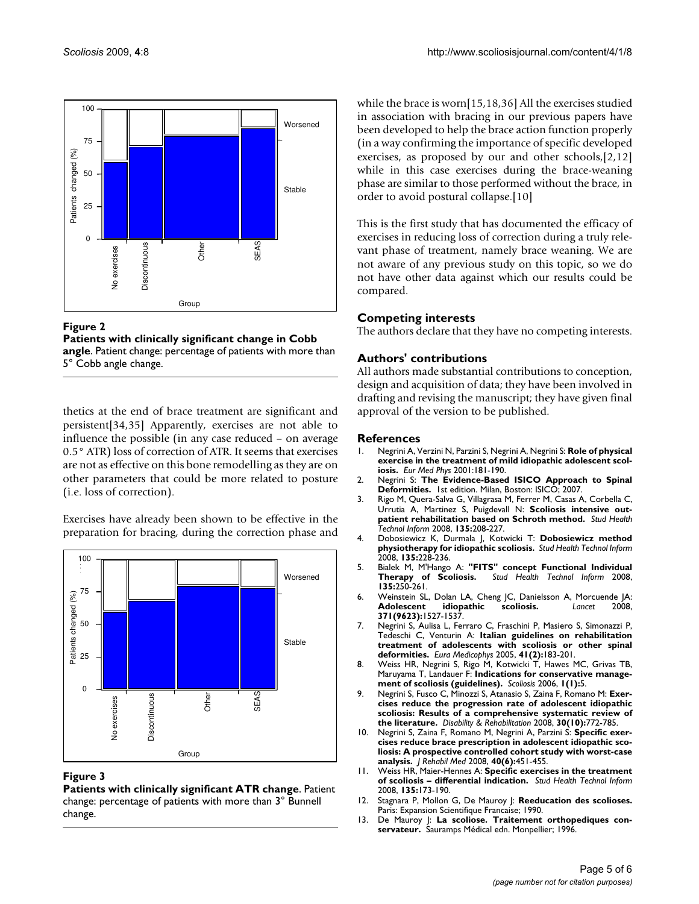**Figure 2**

**Patients with clinically significant change in Cobb angle**. Patient change: percentage of patients with more than 5° Cobb angle change.

thetics at the end of brace treatment are significant and persistent[34,35] Apparently, exercises are not able to influence the possible (in any case reduced – on average 0.5° ATR) loss of correction of ATR. It seems that exercises are not as effective on this bone remodelling as they are on other parameters that could be more related to posture (i.e. loss of correction).

Exercises have already been shown to be effective in the preparation for bracing, during the correction phase and while the brace is worn[15,18,36] All the exercises studied in association with bracing in our previous papers have been developed to help the brace action function properly (in a way confirming the importance of specific developed exercises, as proposed by our and other schools,[2,12] while in this case exercises during the brace-weaning phase are similar to those performed without the brace, in order to avoid postural collapse.[10]

**Figure 3**

**Patients with clinically significant ATR change**. Patient change: percentage of patients with more than 3° Bunnell change.

This is the first study that has documented the efficacy of exercises in reducing loss of correction during a truly relevant phase of treatment, namely brace weaning. We are not aware of any previous study on this topic, so we do not have other data against which our results could be compared.

## Competing interests

The authors declare that they have no competing interests.

## Authors' contributions

All authors made substantial contributions to conception, design and acquisition of data; they have been involved in drafting and revising the manuscript; they have given final approval of the version to be published.

## References

1. Negrini A, Verzini N, Parzini S, Negrini A, Negrini S: **Role of physical exercise in the treatment of mild idiopathic adolescent scoliosis.** *Eur Med Phys* 2001:181-190.
2. Negrini S: **The Evidence-Based ISICO Approach to Spinal Deformities.** 1st edition. Milan, Boston: ISICO; 2007.
3. Rigo M, Quera-Salva G, Villagrasa M, Ferrer M, Casas A, Corbella C, Urrutia A, Martinez S, Puigdevall N: **Scoliosis intensive outpatient rehabilitation based on Schroth method.** *Stud Health Technol Inform* 2008, **135:**208-227.
4. Dobosiewicz K, Durmala J, Kotwicki T: **Dobosiewicz method physiotherapy for idiopathic scoliosis.** *Stud Health Technol Inform* 2008, **135:**228-236.
5. Bialek M, M'Hango A: **"FITS" concept Functional Individual Therapy of Scoliosis.** *Stud Health Technol Inform* 2008, **135:**250-261.
6. Weinstein SL, Dolan LA, Cheng JC, Danielsson A, Morcuende JA: **Adolescent idiopathic scoliosis.** *Lancet* 2008, **371(9623):**1527-1537.
7. Negrini S, Aulisa L, Ferraro C, Fraschini P, Masiero S, Simonazzi P, Tedeschi C, Venturin A: **Italian guidelines on rehabilitation treatment of adolescents with scoliosis or other spinal deformities.** *Eura Medicophys* 2005, **41(2):**183-201.
8. Weiss HR, Negrini S, Rigo M, Kotwicki T, Hawes MC, Grivas TB, Maruyama T, Landauer F: **Indications for conservative management of scoliosis (guidelines).** *Scoliosis* 2006, **1(1):**5.
9. Negrini S, Fusco C, Minozzi S, Atanasio S, Zaina F, Romano M: **Exercises reduce the progression rate of adolescent idiopathic scoliosis: Results of a comprehensive systematic review of the literature.** *Disability & Rehabilitation* 2008, **30(10):**772-785.
10. Negrini S, Zaina F, Romano M, Negrini A, Parzini S: **Specific exercises reduce brace prescription in adolescent idiopathic scoliosis: A prospective controlled cohort study with worst-case analysis.** *J Rehabil Med* 2008, **40(6):**451-455.
11. Weiss HR, Maier-Hennes A: **Specific exercises in the treatment of scoliosis – differential indication.** *Stud Health Technol Inform* 2008, **135:**173-190.
12. Stagnara P, Mollon G, De Mauroy J: **Reeducation des scolioses.** Paris: Expansion Scientifique Francaise; 1990.
13. De Mauroy J: **La scoliose. Traitement orthopediques conservateur.** Sauramps Médical edn. Monpellier; 1996.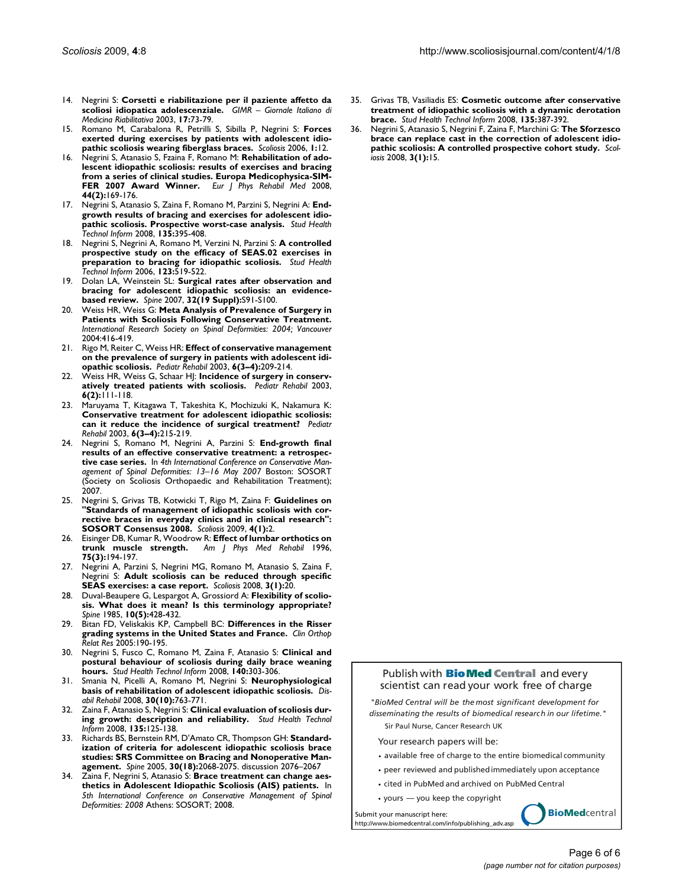14. Negrini S: **Corsetti e riabilitazione per il paziente affetto da scoliosi idiopatica adolescenziale.** *GIMR – Giornale Italiano di Medicina Riabilitativa* 2003, **17:**73-79.
15. Romano M, Carabalona R, Petrilli S, Sibilla P, Negrini S: **Forces exerted during exercises by patients with adolescent idiopathic scoliosis wearing fiberglass braces.** *Scoliosis* 2006, **1:**12.
16. Negrini S, Atanasio S, Fzaina F, Romano M: **Rehabilitation of adolescent idiopathic scoliosis: results of exercises and bracing from a series of clinical studies. Europa Medicophysica-SIMFER 2007 Award Winner.** *Eur J Phys Rehabil Med* 2008, **44(2):**169-176.
17. Negrini S, Atanasio S, Zaina F, Romano M, Parzini S, Negrini A: **End-growth results of bracing and exercises for adolescent idiopathic scoliosis. Prospective worst-case analysis.** *Stud Health Technol Inform* 2008, **135:**395-408.
18. Negrini S, Negrini A, Romano M, Verzini N, Parzini S: **A controlled prospective study on the efficacy of SEAS.02 exercises in preparation to bracing for idiopathic scoliosis.** *Stud Health Technol Inform* 2006, **123:**519-522.
19. Dolan LA, Weinstein SL: **Surgical rates after observation and bracing for adolescent idiopathic scoliosis: an evidence-based review.** *Spine* 2007, **32(19 Suppl):**S91-S100.
20. Weiss HR, Weiss G: **Meta Analysis of Prevalence of Surgery in Patients with Scoliosis Following Conservative Treatment.** *International Research Society on Spinal Deformities: 2004; Vancouver* 2004:416-419.
21. Rigo M, Reiter C, Weiss HR: **Effect of conservative management on the prevalence of surgery in patients with adolescent idiopathic scoliosis.** *Pediatr Rehabil* 2003, **6(3–4):**209-214.
22. Weiss HR, Weiss G, Schaar HJ: **Incidence of surgery in conservatively treated patients with scoliosis.** *Pediatr Rehabil* 2003, **6(2):**111-118.
23. Maruyama T, Kitagawa T, Takeshita K, Mochizuki K, Nakamura K: **Conservative treatment for adolescent idiopathic scoliosis: can it reduce the incidence of surgical treatment?** *Pediatr Rehabil* 2003, **6(3–4):**215-219.
24. Negrini S, Romano M, Negrini A, Parzini S: **End-growth final results of an effective conservative treatment: a retrospective case series.** In *4th International Conference on Conservative Management of Spinal Deformities: 13–16 May 2007* Boston: SOSORT (Society on Scoliosis Orthopaedic and Rehabilitation Treatment); 2007.
25. Negrini S, Grivas TB, Kotwicki T, Rigo M, Zaina F: **Guidelines on "Standards of management of idiopathic scoliosis with corrective braces in everyday clinics and in clinical research": SOSORT Consensus 2008.** *Scoliosis* 2009, **4(1):**2.
26. Eisinger DB, Kumar R, Woodrow R: **Effect of lumbar orthotics on trunk muscle strength.** *Am J Phys Med Rehabil* 1996, **75(3):**194-197.
27. Negrini A, Parzini S, Negrini MG, Romano M, Atanasio S, Zaina F, Negrini S: **Adult scoliosis can be reduced through specific SEAS exercises: a case report.** *Scoliosis* 2008, **3(1):**20.
28. Duval-Beaupere G, Lespargot A, Grossiord A: **Flexibility of scoliosis. What does it mean? Is this terminology appropriate?** *Spine* 1985, **10(5):**428-432.
29. Bitan FD, Veliskakis KP, Campbell BC: **Differences in the Risser grading systems in the United States and France.** *Clin Orthop Relat Res* 2005:190-195.
30. Negrini S, Fusco C, Romano M, Zaina F, Atanasio S: **Clinical and postural behaviour of scoliosis during daily brace weaning hours.** *Stud Health Technol Inform* 2008, **140:**303-306.
31. Smania N, Picelli A, Romano M, Negrini S: **Neurophysiological basis of rehabilitation of adolescent idiopathic scoliosis.** *Disabil Rehabil* 2008, **30(10):**763-771.
32. Zaina F, Atanasio S, Negrini S: **Clinical evaluation of scoliosis during growth: description and reliability.** *Stud Health Technol Inform* 2008, **135:**125-138.
33. Richards BS, Bernstein RM, D'Amato CR, Thompson GH: **Standardization of criteria for adolescent idiopathic scoliosis brace studies: SRS Committee on Bracing and Nonoperative Management.** *Spine* 2005, **30(18):**2068-2075. discussion 2076–2067
34. Zaina F, Negrini S, Atanasio S: **Brace treatment can change aesthetics in Adolescent Idiopathic Scoliosis (AIS) patients.** In *5th International Conference on Conservative Management of Spinal Deformities: 2008* Athens: SOSORT; 2008.
35. Grivas TB, Vasiliadis ES: **Cosmetic outcome after conservative treatment of idiopathic scoliosis with a dynamic derotation brace.** *Stud Health Technol Inform* 2008, **135:**387-392.
36. Negrini S, Atanasio S, Negrini F, Zaina F, Marchini G: **The Sforzesco brace can replace cast in the correction of adolescent idiopathic scoliosis: A controlled prospective cohort study.** *Scoliosis* 2008, **3(1):**15.

Publish with **BioMed Central** and every scientist can read your work free of charge

*"BioMed Central will be the most significant development for disseminating the results of biomedical research in our lifetime."*

Sir Paul Nurse, Cancer Research UK

Your research papers will be:

- available free of charge to the entire biomedical community
- peer reviewed and published immediately upon acceptance
- cited in PubMed and archived on PubMed Central
- yours — you keep the copyright

Submit your manuscript here:
http://www.biomedcentral.com/info/publishing_adv.asp

**BioMed**central